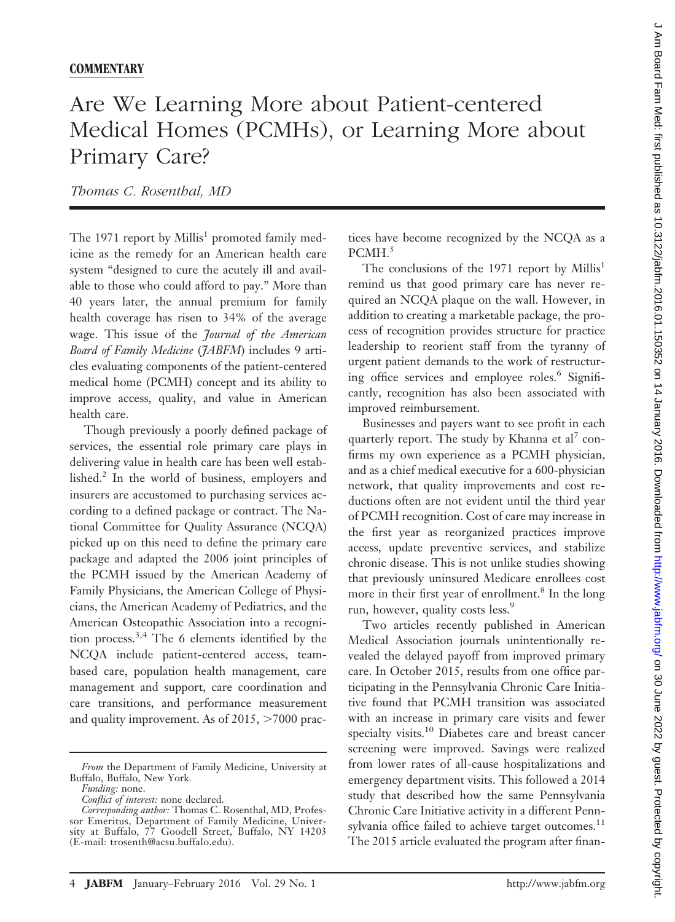**COMMENTARY**

# Are We Learning More about Patient-centered Medical Homes (PCMHs), or Learning More about Primary Care?

*Thomas C. Rosenthal, MD*

The 1971 report by Millis[1] promoted family medicine as the remedy for an American health care system "designed to cure the acutely ill and available to those who could afford to pay." More than 40 years later, the annual premium for family health coverage has risen to 34% of the average wage. This issue of the *Journal of the American Board of Family Medicine* (*JABFM*) includes 9 articles evaluating components of the patient-centered medical home (PCMH) concept and its ability to improve access, quality, and value in American health care.

Though previously a poorly defined package of services, the essential role primary care plays in delivering value in health care has been well established.[2] In the world of business, employers and insurers are accustomed to purchasing services according to a defined package or contract. The National Committee for Quality Assurance (NCQA) picked up on this need to define the primary care package and adapted the 2006 joint principles of the PCMH issued by the American Academy of Family Physicians, the American College of Physicians, the American Academy of Pediatrics, and the American Osteopathic Association into a recognition process.[3,4] The 6 elements identified by the NCQA include patient-centered access, team-based care, population health management, care management and support, care coordination and care transitions, and performance measurement and quality improvement. As of 2015, >7000 practices have become recognized by the NCQA as a PCMH.[5]

The conclusions of the 1971 report by Millis[1] remind us that good primary care has never required an NCQA plaque on the wall. However, in addition to creating a marketable package, the process of recognition provides structure for practice leadership to reorient staff from the tyranny of urgent patient demands to the work of restructuring office services and employee roles.[6] Significantly, recognition has also been associated with improved reimbursement.

Businesses and payers want to see profit in each quarterly report. The study by Khanna et al[7] confirms my own experience as a PCMH physician, and as a chief medical executive for a 600-physician network, that quality improvements and cost reductions often are not evident until the third year of PCMH recognition. Cost of care may increase in the first year as reorganized practices improve access, update preventive services, and stabilize chronic disease. This is not unlike studies showing that previously uninsured Medicare enrollees cost more in their first year of enrollment.[8] In the long run, however, quality costs less.[9]

Two articles recently published in American Medical Association journals unintentionally revealed the delayed payoff from improved primary care. In October 2015, results from one office participating in the Pennsylvania Chronic Care Initiative found that PCMH transition was associated with an increase in primary care visits and fewer specialty visits.[10] Diabetes care and breast cancer screening were improved. Savings were realized from lower rates of all-cause hospitalizations and emergency department visits. This followed a 2014 study that described how the same Pennsylvania Chronic Care Initiative activity in a different Pennsylvania office failed to achieve target outcomes.[11] The 2015 article evaluated the program after finan-

*From* the Department of Family Medicine, University at Buffalo, Buffalo, New York.

*Funding:* none.

*Conflict of interest:* none declared.

*Corresponding author:* Thomas C. Rosenthal, MD, Professor Emeritus, Department of Family Medicine, University at Buffalo, 77 Goodell Street, Buffalo, NY 14203 (E-mail: trosenth@acsu.buffalo.edu).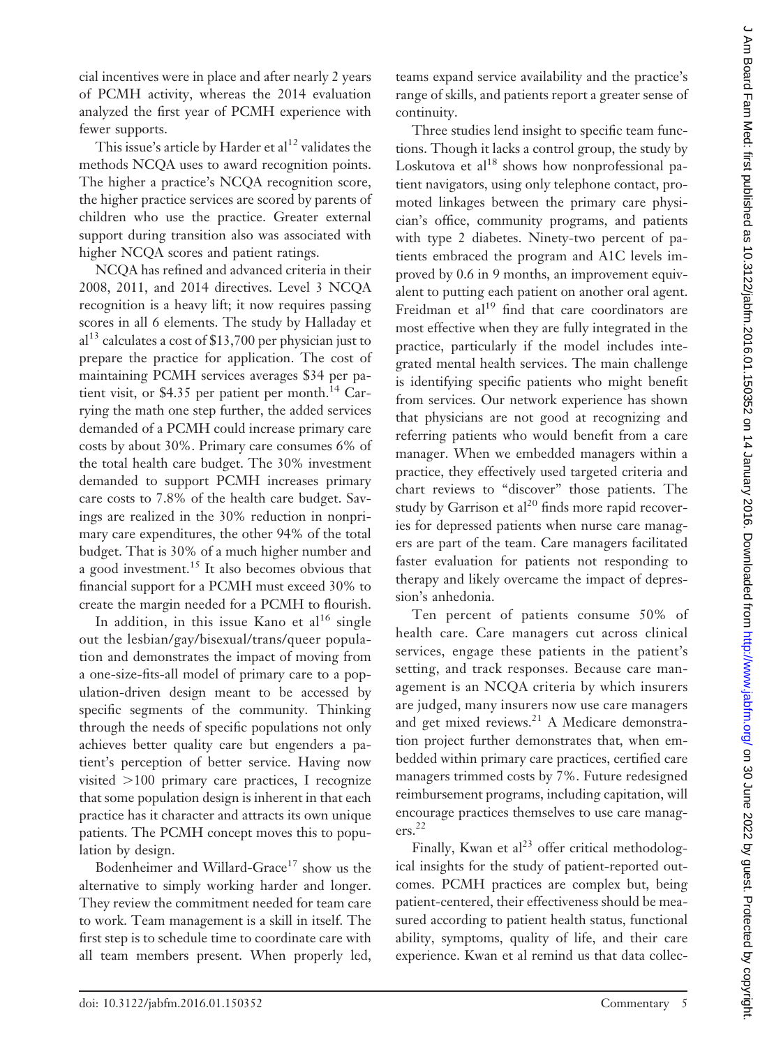cial incentives were in place and after nearly 2 years of PCMH activity, whereas the 2014 evaluation analyzed the first year of PCMH experience with fewer supports.

This issue's article by Harder et al[12] validates the methods NCQA uses to award recognition points. The higher a practice's NCQA recognition score, the higher practice services are scored by parents of children who use the practice. Greater external support during transition also was associated with higher NCQA scores and patient ratings.

NCQA has refined and advanced criteria in their 2008, 2011, and 2014 directives. Level 3 NCQA recognition is a heavy lift; it now requires passing scores in all 6 elements. The study by Halladay et al[13] calculates a cost of $13,700 per physician just to prepare the practice for application. The cost of maintaining PCMH services averages $34 per patient visit, or $4.35 per patient per month.[14] Carrying the math one step further, the added services demanded of a PCMH could increase primary care costs by about 30%. Primary care consumes 6% of the total health care budget. The 30% investment demanded to support PCMH increases primary care costs to 7.8% of the health care budget. Savings are realized in the 30% reduction in nonprimary care expenditures, the other 94% of the total budget. That is 30% of a much higher number and a good investment.[15] It also becomes obvious that financial support for a PCMH must exceed 30% to create the margin needed for a PCMH to flourish.

In addition, in this issue Kano et al[16] single out the lesbian/gay/bisexual/trans/queer population and demonstrates the impact of moving from a one-size-fits-all model of primary care to a population-driven design meant to be accessed by specific segments of the community. Thinking through the needs of specific populations not only achieves better quality care but engenders a patient's perception of better service. Having now visited >100 primary care practices, I recognize that some population design is inherent in that each practice has it character and attracts its own unique patients. The PCMH concept moves this to population by design.

Bodenheimer and Willard-Grace[17] show us the alternative to simply working harder and longer. They review the commitment needed for team care to work. Team management is a skill in itself. The first step is to schedule time to coordinate care with all team members present. When properly led, teams expand service availability and the practice's range of skills, and patients report a greater sense of continuity.

Three studies lend insight to specific team functions. Though it lacks a control group, the study by Loskutova et al[18] shows how nonprofessional patient navigators, using only telephone contact, promoted linkages between the primary care physician's office, community programs, and patients with type 2 diabetes. Ninety-two percent of patients embraced the program and A1C levels improved by 0.6 in 9 months, an improvement equivalent to putting each patient on another oral agent. Freidman et al[19] find that care coordinators are most effective when they are fully integrated in the practice, particularly if the model includes integrated mental health services. The main challenge is identifying specific patients who might benefit from services. Our network experience has shown that physicians are not good at recognizing and referring patients who would benefit from a care manager. When we embedded managers within a practice, they effectively used targeted criteria and chart reviews to "discover" those patients. The study by Garrison et al[20] finds more rapid recoveries for depressed patients when nurse care managers are part of the team. Care managers facilitated faster evaluation for patients not responding to therapy and likely overcame the impact of depression's anhedonia.

Ten percent of patients consume 50% of health care. Care managers cut across clinical services, engage these patients in the patient's setting, and track responses. Because care management is an NCQA criteria by which insurers are judged, many insurers now use care managers and get mixed reviews.[21] A Medicare demonstration project further demonstrates that, when embedded within primary care practices, certified care managers trimmed costs by 7%. Future redesigned reimbursement programs, including capitation, will encourage practices themselves to use care managers.[22]

Finally, Kwan et al[23] offer critical methodological insights for the study of patient-reported outcomes. PCMH practices are complex but, being patient-centered, their effectiveness should be measured according to patient health status, functional ability, symptoms, quality of life, and their care experience. Kwan et al remind us that data collec-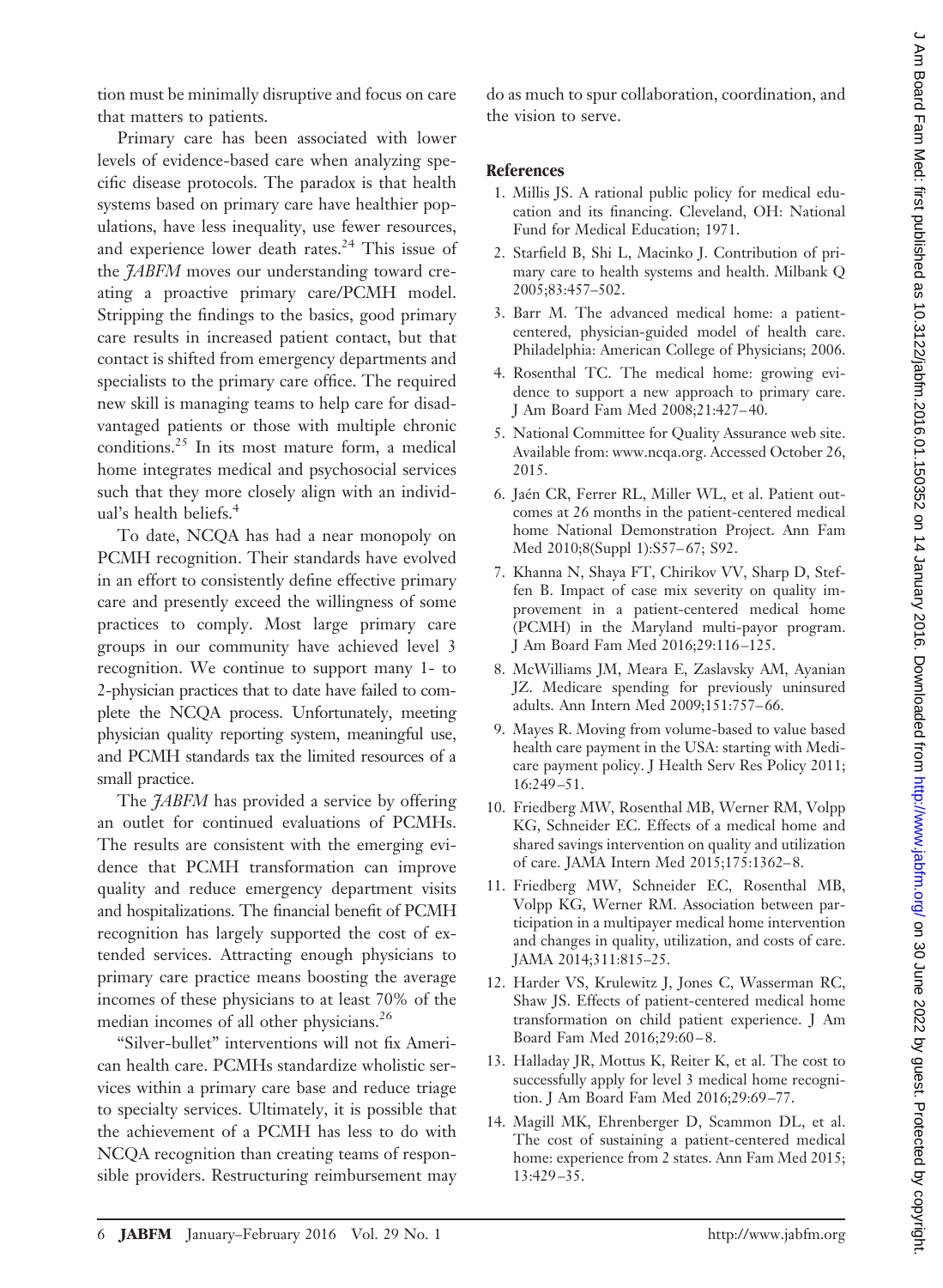tion must be minimally disruptive and focus on care that matters to patients.

Primary care has been associated with lower levels of evidence-based care when analyzing specific disease protocols. The paradox is that health systems based on primary care have healthier populations, have less inequality, use fewer resources, and experience lower death rates.[24] This issue of the *JABFM* moves our understanding toward creating a proactive primary care/PCMH model. Stripping the findings to the basics, good primary care results in increased patient contact, but that contact is shifted from emergency departments and specialists to the primary care office. The required new skill is managing teams to help care for disadvantaged patients or those with multiple chronic conditions.[25] In its most mature form, a medical home integrates medical and psychosocial services such that they more closely align with an individual's health beliefs.[4]

To date, NCQA has had a near monopoly on PCMH recognition. Their standards have evolved in an effort to consistently define effective primary care and presently exceed the willingness of some practices to comply. Most large primary care groups in our community have achieved level 3 recognition. We continue to support many 1- to 2-physician practices that to date have failed to complete the NCQA process. Unfortunately, meeting physician quality reporting system, meaningful use, and PCMH standards tax the limited resources of a small practice.

The *JABFM* has provided a service by offering an outlet for continued evaluations of PCMHs. The results are consistent with the emerging evidence that PCMH transformation can improve quality and reduce emergency department visits and hospitalizations. The financial benefit of PCMH recognition has largely supported the cost of extended services. Attracting enough physicians to primary care practice means boosting the average incomes of these physicians to at least 70% of the median incomes of all other physicians.[26]

"Silver-bullet" interventions will not fix American health care. PCMHs standardize wholistic services within a primary care base and reduce triage to specialty services. Ultimately, it is possible that the achievement of a PCMH has less to do with NCQA recognition than creating teams of responsible providers. Restructuring reimbursement may do as much to spur collaboration, coordination, and the vision to serve.

## References

1. Millis JS. A rational public policy for medical education and its financing. Cleveland, OH: National Fund for Medical Education; 1971.
2. Starfield B, Shi L, Macinko J. Contribution of primary care to health systems and health. Milbank Q 2005;83:457–502.
3. Barr M. The advanced medical home: a patient-centered, physician-guided model of health care. Philadelphia: American College of Physicians; 2006.
4. Rosenthal TC. The medical home: growing evidence to support a new approach to primary care. J Am Board Fam Med 2008;21:427–40.
5. National Committee for Quality Assurance web site. Available from: www.ncqa.org. Accessed October 26, 2015.
6. Jaén CR, Ferrer RL, Miller WL, et al. Patient outcomes at 26 months in the patient-centered medical home National Demonstration Project. Ann Fam Med 2010;8(Suppl 1):S57–67; S92.
7. Khanna N, Shaya FT, Chirikov VV, Sharp D, Steffen B. Impact of case mix severity on quality improvement in a patient-centered medical home (PCMH) in the Maryland multi-payor program. J Am Board Fam Med 2016;29:116–125.
8. McWilliams JM, Meara E, Zaslavsky AM, Ayanian JZ. Medicare spending for previously uninsured adults. Ann Intern Med 2009;151:757–66.
9. Mayes R. Moving from volume-based to value based health care payment in the USA: starting with Medicare payment policy. J Health Serv Res Policy 2011;16:249–51.
10. Friedberg MW, Rosenthal MB, Werner RM, Volpp KG, Schneider EC. Effects of a medical home and shared savings intervention on quality and utilization of care. JAMA Intern Med 2015;175:1362–8.
11. Friedberg MW, Schneider EC, Rosenthal MB, Volpp KG, Werner RM. Association between participation in a multipayer medical home intervention and changes in quality, utilization, and costs of care. JAMA 2014;311:815–25.
12. Harder VS, Krulewitz J, Jones C, Wasserman RC, Shaw JS. Effects of patient-centered medical home transformation on child patient experience. J Am Board Fam Med 2016;29:60–8.
13. Halladay JR, Mottus K, Reiter K, et al. The cost to successfully apply for level 3 medical home recognition. J Am Board Fam Med 2016;29:69–77.
14. Magill MK, Ehrenberger D, Scammon DL, et al. The cost of sustaining a patient-centered medical home: experience from 2 states. Ann Fam Med 2015;13:429–35.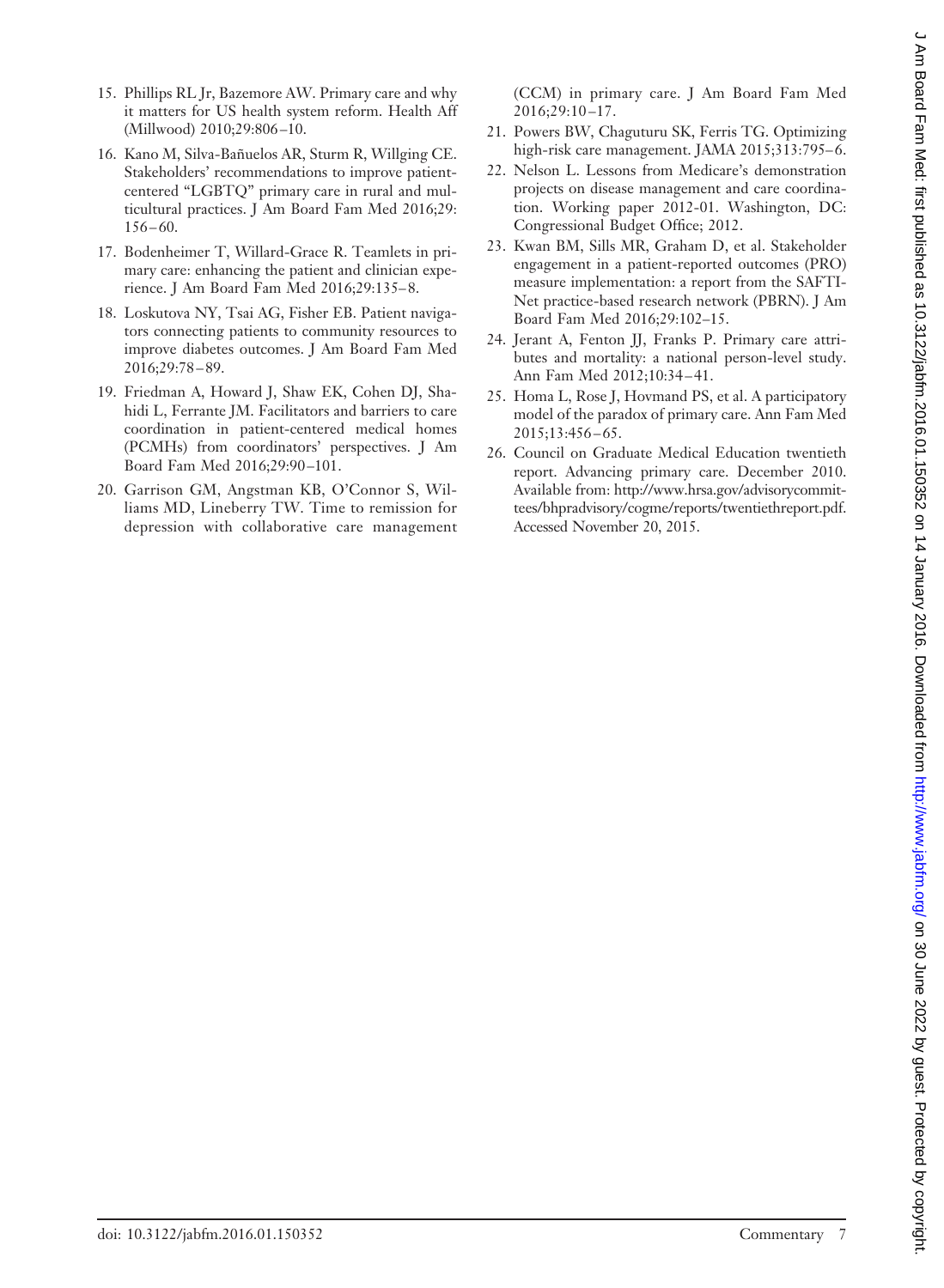15. Phillips RL Jr, Bazemore AW. Primary care and why it matters for US health system reform. Health Aff (Millwood) 2010;29:806–10.
16. Kano M, Silva-Bañuelos AR, Sturm R, Willging CE. Stakeholders' recommendations to improve patient-centered "LGBTQ" primary care in rural and multicultural practices. J Am Board Fam Med 2016;29:156–60.
17. Bodenheimer T, Willard-Grace R. Teamlets in primary care: enhancing the patient and clinician experience. J Am Board Fam Med 2016;29:135–8.
18. Loskutova NY, Tsai AG, Fisher EB. Patient navigators connecting patients to community resources to improve diabetes outcomes. J Am Board Fam Med 2016;29:78–89.
19. Friedman A, Howard J, Shaw EK, Cohen DJ, Shahidi L, Ferrante JM. Facilitators and barriers to care coordination in patient-centered medical homes (PCMHs) from coordinators' perspectives. J Am Board Fam Med 2016;29:90–101.
20. Garrison GM, Angstman KB, O'Connor S, Williams MD, Lineberry TW. Time to remission for depression with collaborative care management (CCM) in primary care. J Am Board Fam Med 2016;29:10–17.
21. Powers BW, Chaguturu SK, Ferris TG. Optimizing high-risk care management. JAMA 2015;313:795–6.
22. Nelson L. Lessons from Medicare's demonstration projects on disease management and care coordination. Working paper 2012-01. Washington, DC: Congressional Budget Office; 2012.
23. Kwan BM, Sills MR, Graham D, et al. Stakeholder engagement in a patient-reported outcomes (PRO) measure implementation: a report from the SAFTI-Net practice-based research network (PBRN). J Am Board Fam Med 2016;29:102–15.
24. Jerant A, Fenton JJ, Franks P. Primary care attributes and mortality: a national person-level study. Ann Fam Med 2012;10:34–41.
25. Homa L, Rose J, Hovmand PS, et al. A participatory model of the paradox of primary care. Ann Fam Med 2015;13:456–65.
26. Council on Graduate Medical Education twentieth report. Advancing primary care. December 2010. Available from: http://www.hrsa.gov/advisorycommittees/bhpradvisory/cogme/reports/twentiethreport.pdf. Accessed November 20, 2015.